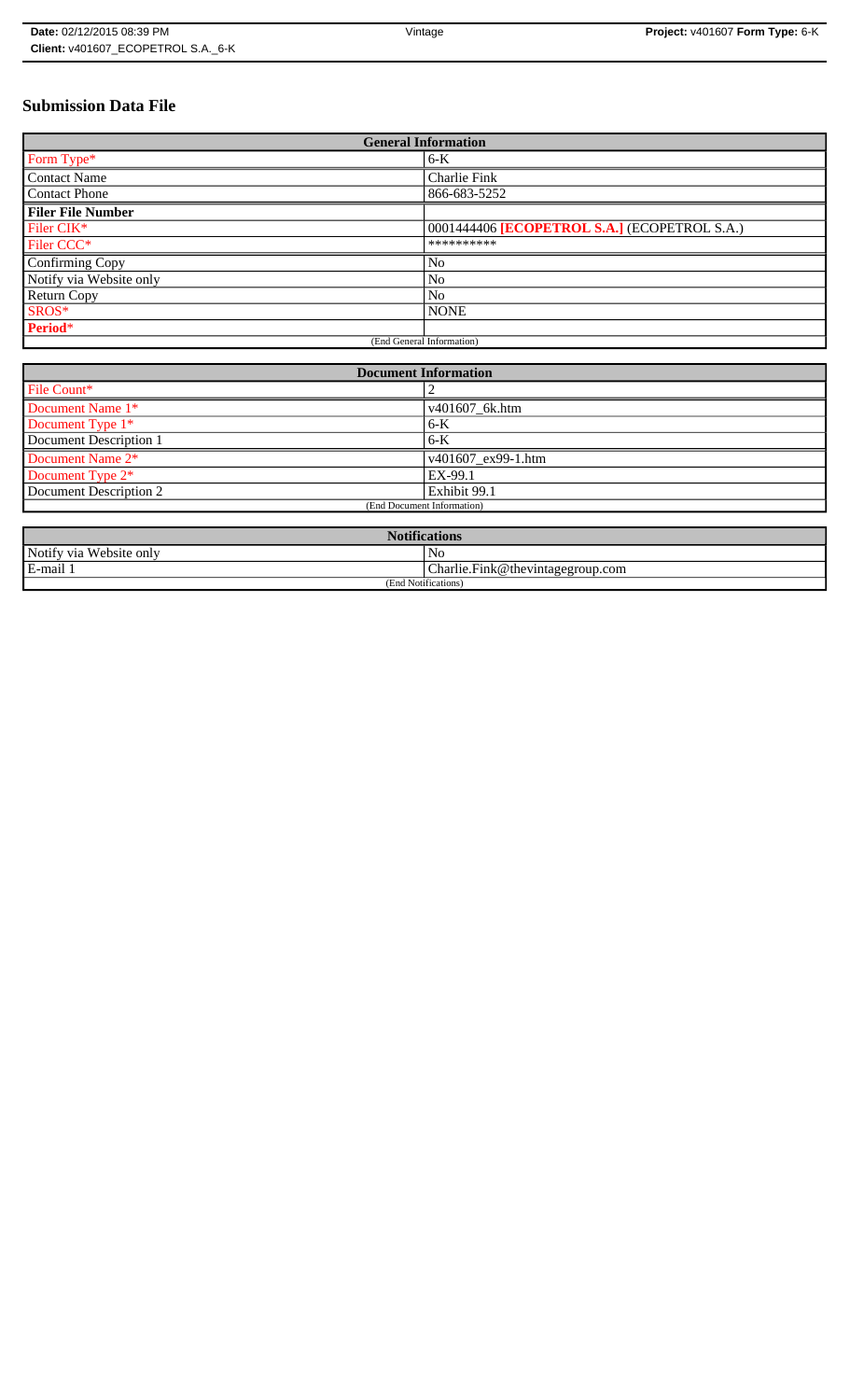**Date:** 02/12/2015 08:39 PM | Vintage | **Project:** v401607 **Form Type:** 6-K
**Client:** v401607_ECOPETROL S.A._6-K

# Submission Data File

| General Information | |
|---|---|
| Form Type* | 6-K |
| Contact Name | Charlie Fink |
| Contact Phone | 866-683-5252 |
| **Filer File Number** | |
| Filer CIK* | 0001444406 **[ECOPETROL S.A.]** (ECOPETROL S.A.) |
| Filer CCC* | ********** |
| Confirming Copy | No |
| Notify via Website only | No |
| Return Copy | No |
| SROS* | NONE |
| **Period*** | |
| (End General Information) | |

| Document Information | |
|---|---|
| File Count* | 2 |
| Document Name 1* | v401607_6k.htm |
| Document Type 1* | 6-K |
| Document Description 1 | 6-K |
| Document Name 2* | v401607_ex99-1.htm |
| Document Type 2* | EX-99.1 |
| Document Description 2 | Exhibit 99.1 |
| (End Document Information) | |

| Notifications | |
|---|---|
| Notify via Website only | No |
| E-mail 1 | Charlie.Fink@thevintagegroup.com |
| (End Notifications) | |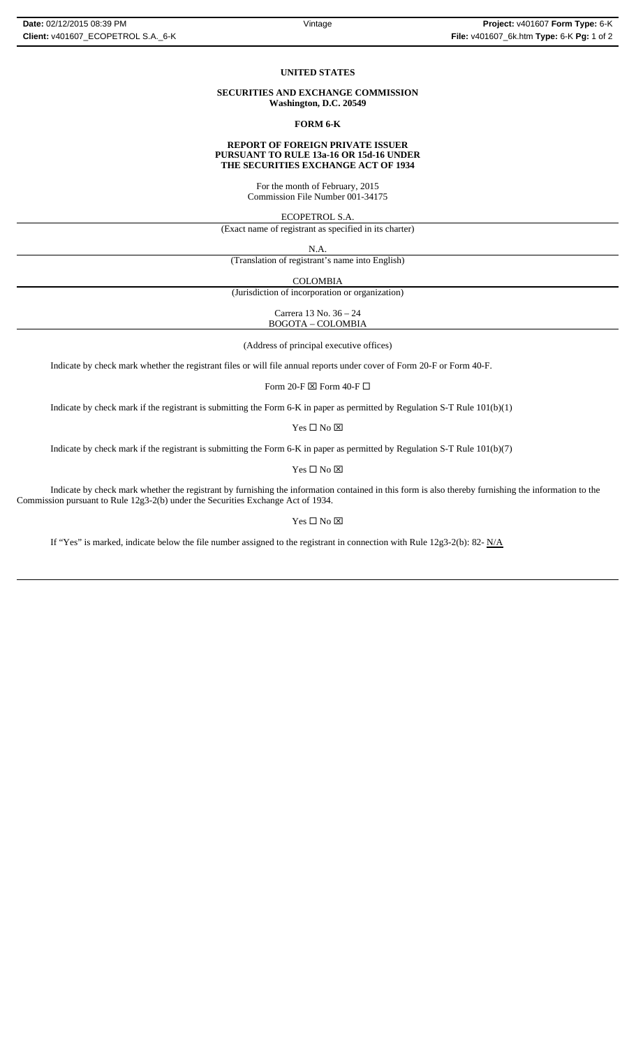**UNITED STATES**

**SECURITIES AND EXCHANGE COMMISSION**
**Washington, D.C. 20549**

**FORM 6-K**

**REPORT OF FOREIGN PRIVATE ISSUER**
**PURSUANT TO RULE 13a-16 OR 15d-16 UNDER**
**THE SECURITIES EXCHANGE ACT OF 1934**

For the month of February, 2015
Commission File Number 001-34175

ECOPETROL S.A.

(Exact name of registrant as specified in its charter)

N.A.

(Translation of registrant's name into English)

COLOMBIA

(Jurisdiction of incorporation or organization)

Carrera 13 No. 36 – 24
BOGOTA – COLOMBIA

(Address of principal executive offices)

Indicate by check mark whether the registrant files or will file annual reports under cover of Form 20-F or Form 40-F.

Form 20-F ☒ Form 40-F ☐

Indicate by check mark if the registrant is submitting the Form 6-K in paper as permitted by Regulation S-T Rule 101(b)(1)

Yes ☐ No ☒

Indicate by check mark if the registrant is submitting the Form 6-K in paper as permitted by Regulation S-T Rule 101(b)(7)

Yes ☐ No ☒

Indicate by check mark whether the registrant by furnishing the information contained in this form is also thereby furnishing the information to the Commission pursuant to Rule 12g3-2(b) under the Securities Exchange Act of 1934.

Yes ☐ No ☒

If "Yes" is marked, indicate below the file number assigned to the registrant in connection with Rule 12g3-2(b): 82- N/A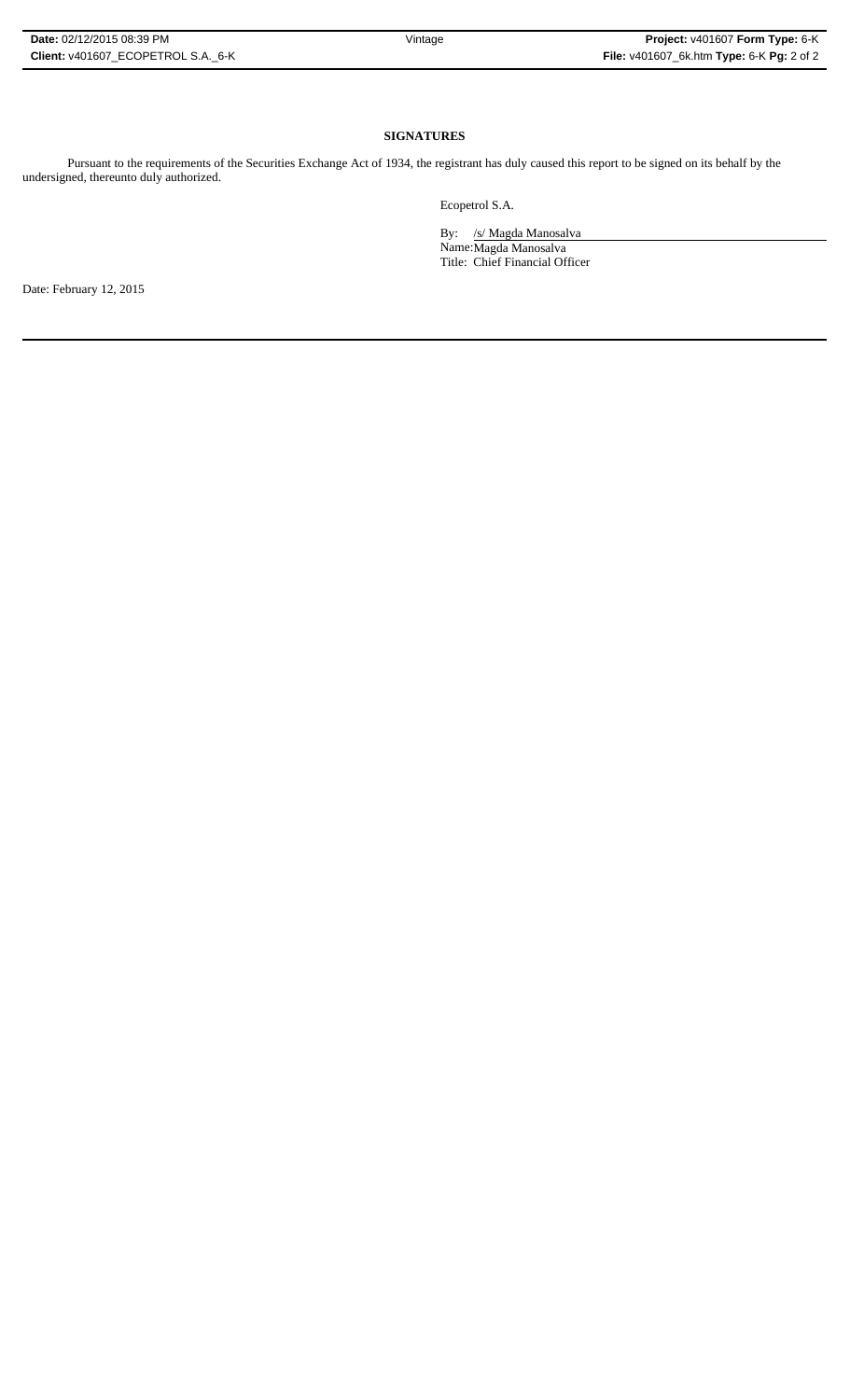**SIGNATURES**

Pursuant to the requirements of the Securities Exchange Act of 1934, the registrant has duly caused this report to be signed on its behalf by the undersigned, thereunto duly authorized.

Ecopetrol S.A.

By: /s/ Magda Manosalva
Name: Magda Manosalva
Title: Chief Financial Officer

Date: February 12, 2015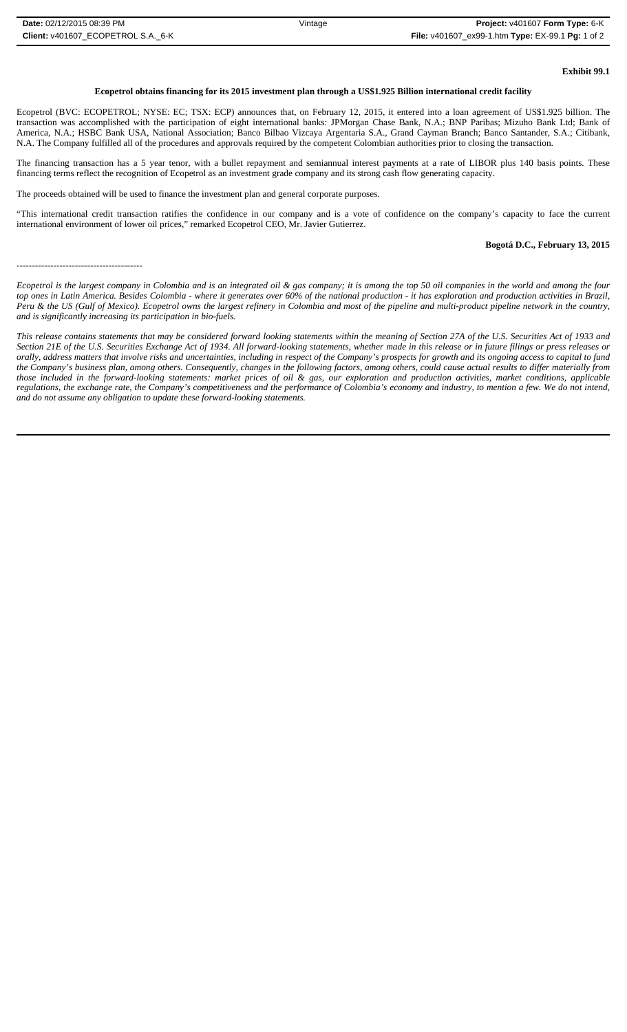**Exhibit 99.1**

**Ecopetrol obtains financing for its 2015 investment plan through a US$1.925 Billion international credit facility**

Ecopetrol (BVC: ECOPETROL; NYSE: EC; TSX: ECP) announces that, on February 12, 2015, it entered into a loan agreement of US$1.925 billion. The transaction was accomplished with the participation of eight international banks: JPMorgan Chase Bank, N.A.; BNP Paribas; Mizuho Bank Ltd; Bank of America, N.A.; HSBC Bank USA, National Association; Banco Bilbao Vizcaya Argentaria S.A., Grand Cayman Branch; Banco Santander, S.A.; Citibank, N.A. The Company fulfilled all of the procedures and approvals required by the competent Colombian authorities prior to closing the transaction.

The financing transaction has a 5 year tenor, with a bullet repayment and semiannual interest payments at a rate of LIBOR plus 140 basis points. These financing terms reflect the recognition of Ecopetrol as an investment grade company and its strong cash flow generating capacity.

The proceeds obtained will be used to finance the investment plan and general corporate purposes.

"This international credit transaction ratifies the confidence in our company and is a vote of confidence on the company's capacity to face the current international environment of lower oil prices," remarked Ecopetrol CEO, Mr. Javier Gutierrez.

**Bogotá D.C., February 13, 2015**

-----------------------------------------

*Ecopetrol is the largest company in Colombia and is an integrated oil & gas company; it is among the top 50 oil companies in the world and among the four top ones in Latin America. Besides Colombia - where it generates over 60% of the national production - it has exploration and production activities in Brazil, Peru & the US (Gulf of Mexico). Ecopetrol owns the largest refinery in Colombia and most of the pipeline and multi-product pipeline network in the country, and is significantly increasing its participation in bio-fuels.*

*This release contains statements that may be considered forward looking statements within the meaning of Section 27A of the U.S. Securities Act of 1933 and Section 21E of the U.S. Securities Exchange Act of 1934. All forward-looking statements, whether made in this release or in future filings or press releases or orally, address matters that involve risks and uncertainties, including in respect of the Company's prospects for growth and its ongoing access to capital to fund the Company's business plan, among others. Consequently, changes in the following factors, among others, could cause actual results to differ materially from those included in the forward-looking statements: market prices of oil & gas, our exploration and production activities, market conditions, applicable regulations, the exchange rate, the Company's competitiveness and the performance of Colombia's economy and industry, to mention a few. We do not intend, and do not assume any obligation to update these forward-looking statements.*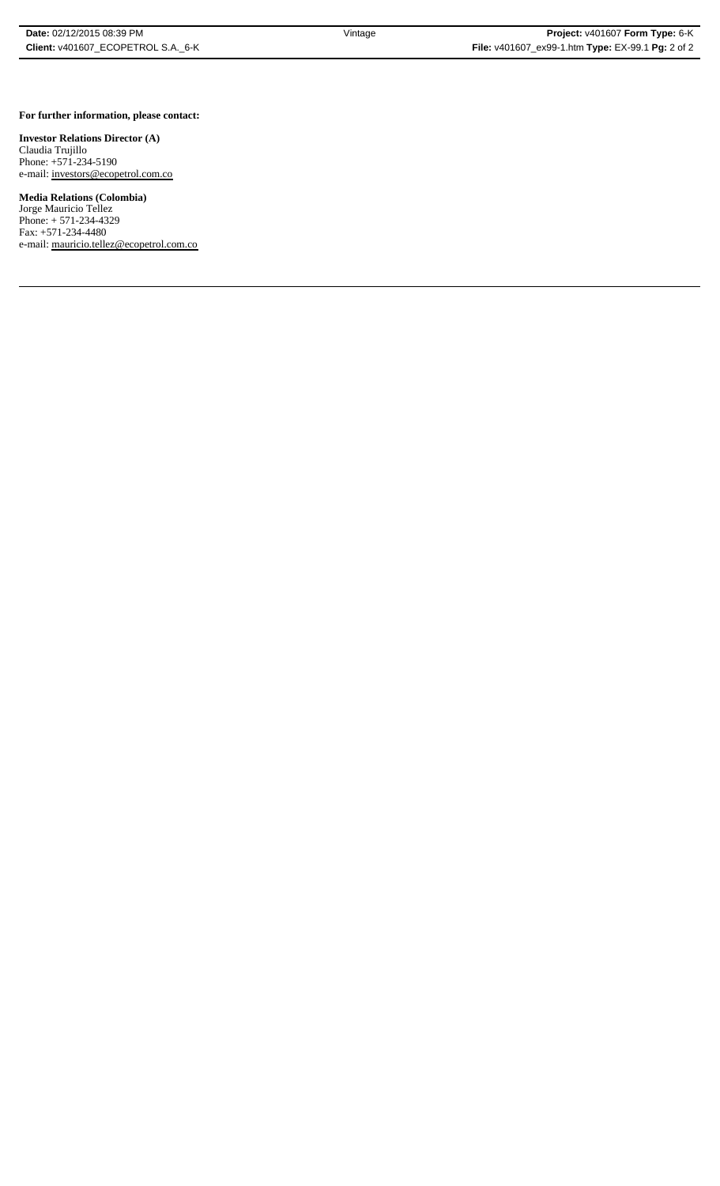**For further information, please contact:**

**Investor Relations Director (A)**
Claudia Trujillo
Phone: +571-234-5190
e-mail: investors@ecopetrol.com.co

**Media Relations (Colombia)**
Jorge Mauricio Tellez
Phone: + 571-234-4329
Fax: +571-234-4480
e-mail: mauricio.tellez@ecopetrol.com.co